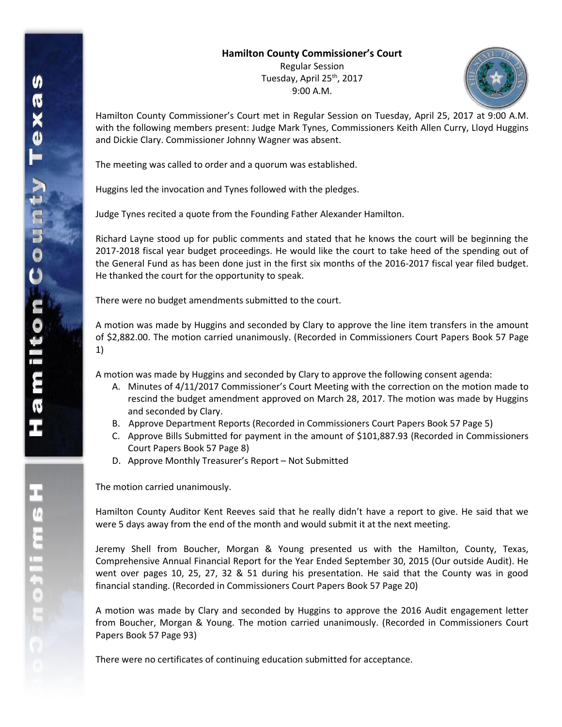**Hamilton County Commissioner's Court**

Regular Session

Tuesday, April 25th, 2017

9:00 A.M.

Hamilton County Commissioner's Court met in Regular Session on Tuesday, April 25, 2017 at 9:00 A.M. with the following members present: Judge Mark Tynes, Commissioners Keith Allen Curry, Lloyd Huggins and Dickie Clary. Commissioner Johnny Wagner was absent.

The meeting was called to order and a quorum was established.

Huggins led the invocation and Tynes followed with the pledges.

Judge Tynes recited a quote from the Founding Father Alexander Hamilton.

Richard Layne stood up for public comments and stated that he knows the court will be beginning the 2017-2018 fiscal year budget proceedings. He would like the court to take heed of the spending out of the General Fund as has been done just in the first six months of the 2016-2017 fiscal year filed budget. He thanked the court for the opportunity to speak.

There were no budget amendments submitted to the court.

A motion was made by Huggins and seconded by Clary to approve the line item transfers in the amount of $2,882.00. The motion carried unanimously. (Recorded in Commissioners Court Papers Book 57 Page 1)

A motion was made by Huggins and seconded by Clary to approve the following consent agenda:

A. Minutes of 4/11/2017 Commissioner's Court Meeting with the correction on the motion made to rescind the budget amendment approved on March 28, 2017. The motion was made by Huggins and seconded by Clary.
B. Approve Department Reports (Recorded in Commissioners Court Papers Book 57 Page 5)
C. Approve Bills Submitted for payment in the amount of $101,887.93 (Recorded in Commissioners Court Papers Book 57 Page 8)
D. Approve Monthly Treasurer's Report – Not Submitted

The motion carried unanimously.

Hamilton County Auditor Kent Reeves said that he really didn't have a report to give. He said that we were 5 days away from the end of the month and would submit it at the next meeting.

Jeremy Shell from Boucher, Morgan & Young presented us with the Hamilton, County, Texas, Comprehensive Annual Financial Report for the Year Ended September 30, 2015 (Our outside Audit). He went over pages 10, 25, 27, 32 & 51 during his presentation. He said that the County was in good financial standing. (Recorded in Commissioners Court Papers Book 57 Page 20)

A motion was made by Clary and seconded by Huggins to approve the 2016 Audit engagement letter from Boucher, Morgan & Young. The motion carried unanimously. (Recorded in Commissioners Court Papers Book 57 Page 93)

There were no certificates of continuing education submitted for acceptance.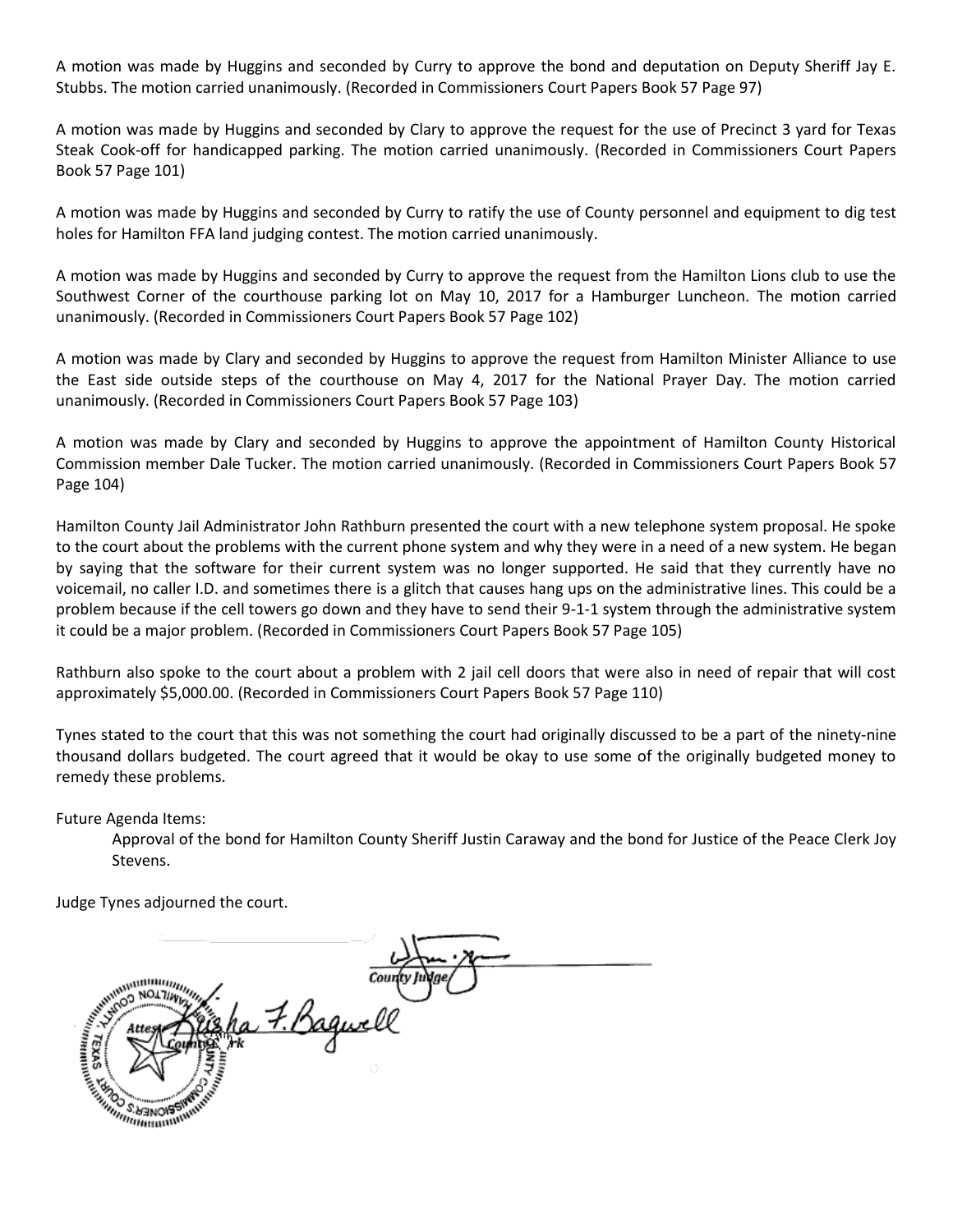A motion was made by Huggins and seconded by Curry to approve the bond and deputation on Deputy Sheriff Jay E. Stubbs. The motion carried unanimously. (Recorded in Commissioners Court Papers Book 57 Page 97)

A motion was made by Huggins and seconded by Clary to approve the request for the use of Precinct 3 yard for Texas Steak Cook-off for handicapped parking. The motion carried unanimously. (Recorded in Commissioners Court Papers Book 57 Page 101)

A motion was made by Huggins and seconded by Curry to ratify the use of County personnel and equipment to dig test holes for Hamilton FFA land judging contest. The motion carried unanimously.

A motion was made by Huggins and seconded by Curry to approve the request from the Hamilton Lions club to use the Southwest Corner of the courthouse parking lot on May 10, 2017 for a Hamburger Luncheon. The motion carried unanimously. (Recorded in Commissioners Court Papers Book 57 Page 102)

A motion was made by Clary and seconded by Huggins to approve the request from Hamilton Minister Alliance to use the East side outside steps of the courthouse on May 4, 2017 for the National Prayer Day. The motion carried unanimously. (Recorded in Commissioners Court Papers Book 57 Page 103)

A motion was made by Clary and seconded by Huggins to approve the appointment of Hamilton County Historical Commission member Dale Tucker. The motion carried unanimously. (Recorded in Commissioners Court Papers Book 57 Page 104)

Hamilton County Jail Administrator John Rathburn presented the court with a new telephone system proposal. He spoke to the court about the problems with the current phone system and why they were in a need of a new system. He began by saying that the software for their current system was no longer supported. He said that they currently have no voicemail, no caller I.D. and sometimes there is a glitch that causes hang ups on the administrative lines. This could be a problem because if the cell towers go down and they have to send their 9-1-1 system through the administrative system it could be a major problem. (Recorded in Commissioners Court Papers Book 57 Page 105)

Rathburn also spoke to the court about a problem with 2 jail cell doors that were also in need of repair that will cost approximately $5,000.00. (Recorded in Commissioners Court Papers Book 57 Page 110)

Tynes stated to the court that this was not something the court had originally discussed to be a part of the ninety-nine thousand dollars budgeted. The court agreed that it would be okay to use some of the originally budgeted money to remedy these problems.

Future Agenda Items:

Approval of the bond for Hamilton County Sheriff Justin Caraway and the bond for Justice of the Peace Clerk Joy Stevens.

Judge Tynes adjourned the court.

County Judge

Attest: Kesha F. Bagwell

County Clerk